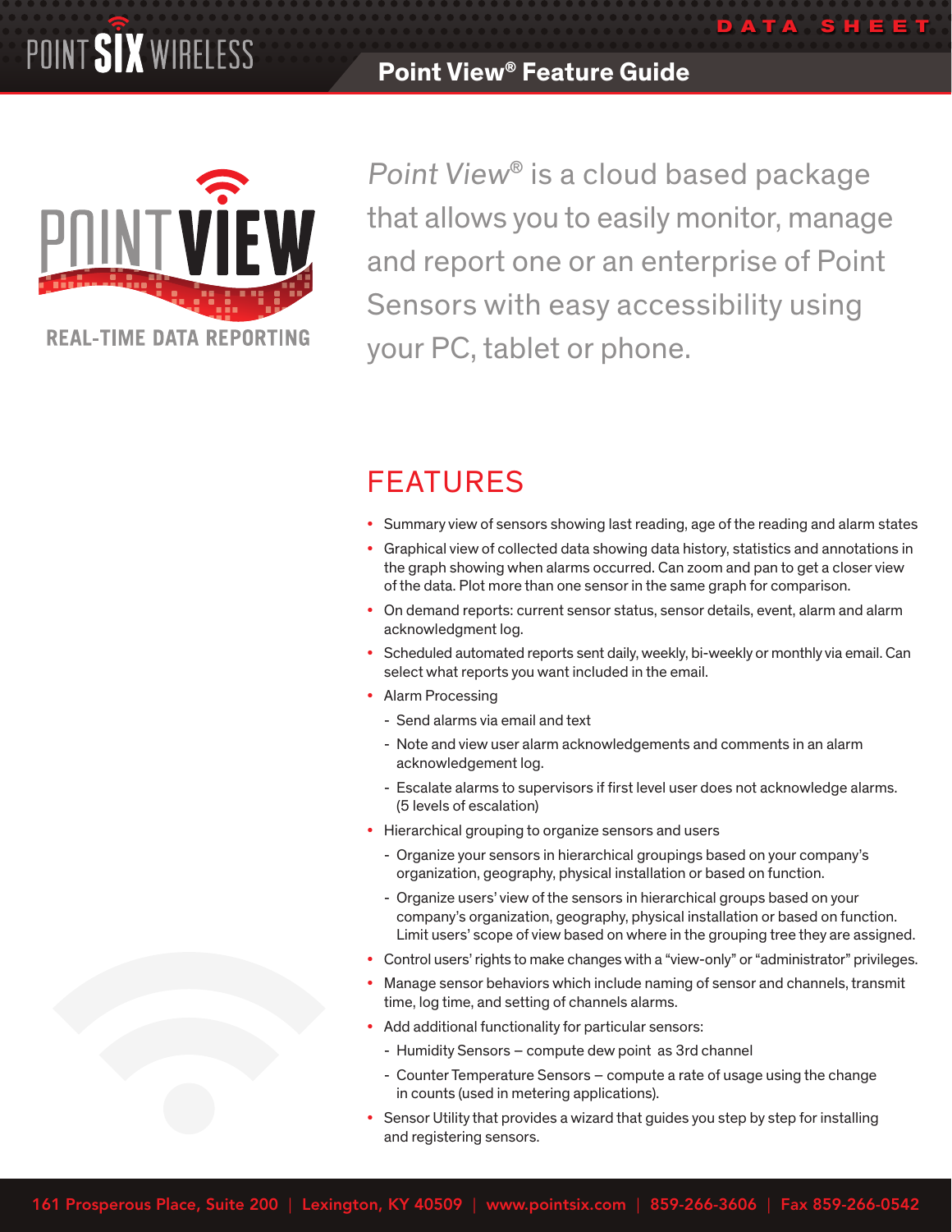# Point View® Feature Guide

*Point View®* is a cloud based package that allows you to easily monitor, manage and report one or an enterprise of Point Sensors with easy accessibility using your PC, tablet or phone.

REAL-TIME DATA REPORTING

## FEATURES

- Summary view of sensors showing last reading, age of the reading and alarm states
- Graphical view of collected data showing data history, statistics and annotations in the graph showing when alarms occurred. Can zoom and pan to get a closer view of the data. Plot more than one sensor in the same graph for comparison.
- On demand reports: current sensor status, sensor details, event, alarm and alarm acknowledgment log.
- Scheduled automated reports sent daily, weekly, bi-weekly or monthly via email. Can select what reports you want included in the email.
- Alarm Processing
  - Send alarms via email and text
  - Note and view user alarm acknowledgements and comments in an alarm acknowledgement log.
  - Escalate alarms to supervisors if first level user does not acknowledge alarms. (5 levels of escalation)
- Hierarchical grouping to organize sensors and users
  - Organize your sensors in hierarchical groupings based on your company's organization, geography, physical installation or based on function.
  - Organize users' view of the sensors in hierarchical groups based on your company's organization, geography, physical installation or based on function. Limit users' scope of view based on where in the grouping tree they are assigned.
- Control users' rights to make changes with a "view-only" or "administrator" privileges.
- Manage sensor behaviors which include naming of sensor and channels, transmit time, log time, and setting of channels alarms.
- Add additional functionality for particular sensors:
  - Humidity Sensors – compute dew point as 3rd channel
  - Counter Temperature Sensors – compute a rate of usage using the change in counts (used in metering applications).
- Sensor Utility that provides a wizard that guides you step by step for installing and registering sensors.

161 Prosperous Place, Suite 200 | Lexington, KY 40509 | www.pointsix.com | 859-266-3606 | Fax 859-266-0542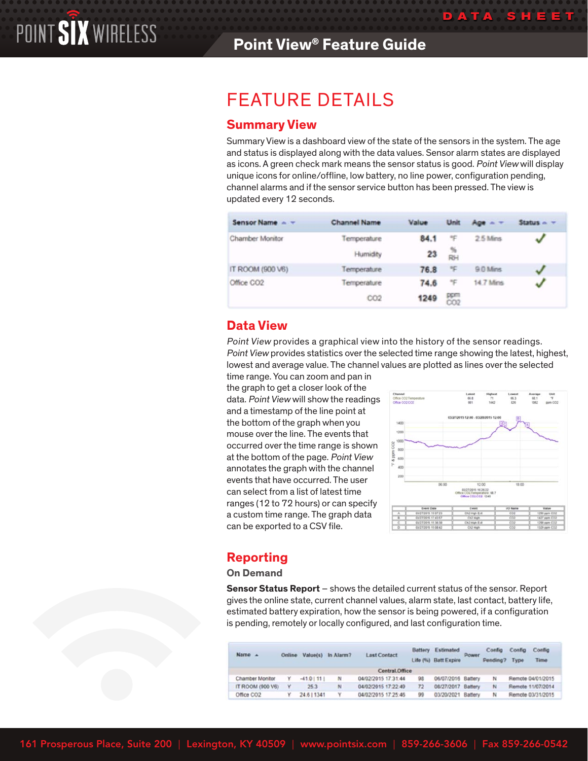# FEATURE DETAILS

## Summary View

Summary View is a dashboard view of the state of the sensors in the system. The age and status is displayed along with the data values. Sensor alarm states are displayed as icons. A green check mark means the sensor status is good. *Point View* will display unique icons for online/offline, low battery, no line power, configuration pending, channel alarms and if the sensor service button has been pressed. The view is updated every 12 seconds.

| Sensor Name | Channel Name | Value | Unit | Age | Status |
|---|---|---|---|---|---|
| Chamber Monitor | Temperature | 84.1 | °F | 2.5 Mins | ✓ |
| | Humidity | 23 | % RH | | |
| IT ROOM (900 V6) | Temperature | 76.8 | °F | 9.0 Mins | ✓ |
| Office CO2 | Temperature | 74.6 | °F | 14.7 Mins | ✓ |
| | CO2 | 1249 | ppm CO2 | | |

## Data View

*Point View* provides a graphical view into the history of the sensor readings. *Point View* provides statistics over the selected time range showing the latest, highest, lowest and average value. The channel values are plotted as lines over the selected time range. You can zoom and pan in the graph to get a closer look of the data. *Point View* will show the readings and a timestamp of the line point at the bottom of the graph when you mouse over the line. The events that occurred over the time range is shown at the bottom of the page. *Point View* annotates the graph with the channel events that have occurred. The user can select from a list of latest time ranges (12 to 72 hours) or can specify a custom time range. The graph data can be exported to a CSV file.

## Reporting

### On Demand

**Sensor Status Report** – shows the detailed current status of the sensor. Report gives the online state, current channel values, alarm state, last contact, battery life, estimated battery expiration, how the sensor is being powered, if a configuration is pending, remotely or locally configured, and last configuration time.

| Name | Online | Value(s) | In Alarm? | Last Contact | Battery Life (%) | Estimated Batt Expire | Power | Config Pending? | Config Type | Config Time |
|---|---|---|---|---|---|---|---|---|---|---|
| Central.Office | | | | | | | | | | |
| Chamber Monitor | Y | -41.0 \| 11 \| | N | 04/02/2015 17:31:44 | 98 | 06/07/2016 | Battery | N | Remote | 04/01/2015 |
| IT ROOM (900 V6) | Y | 25.3 | N | 04/02/2015 17:22:49 | 72 | 08/27/2017 | Battery | N | Remote | 11/07/2014 |
| Office CO2 | Y | 24.6 \| 1341 | Y | 04/02/2015 17:25:46 | 99 | 03/20/2021 | Battery | N | Remote | 03/31/2015 |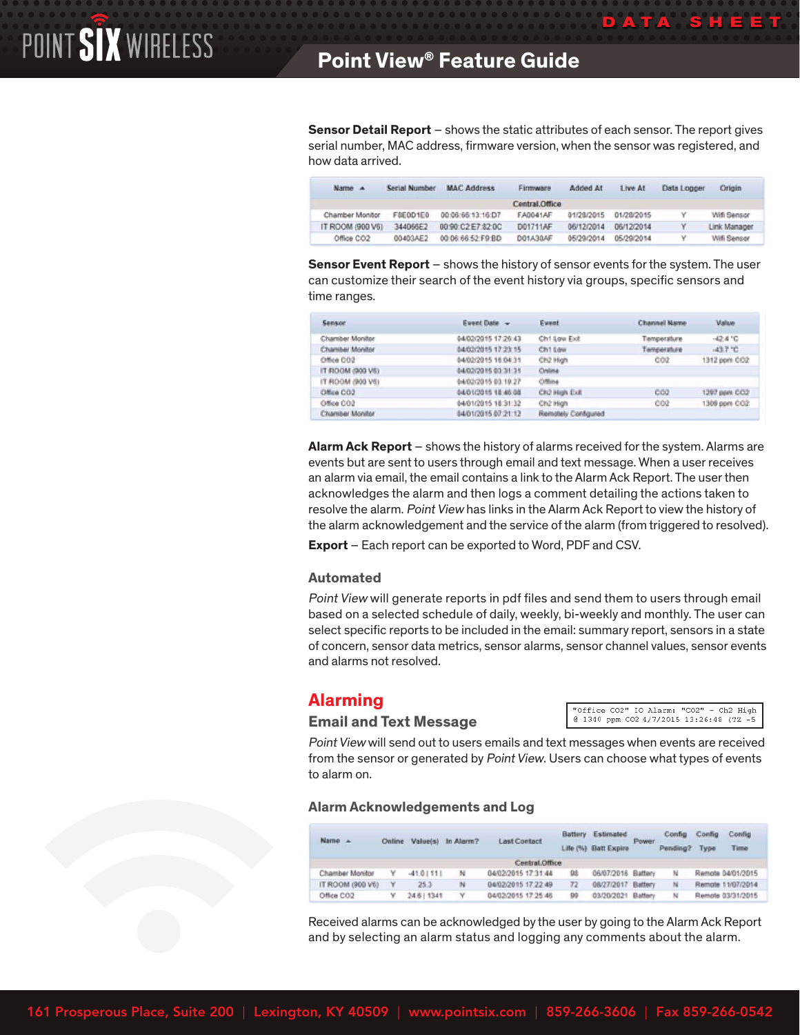**Sensor Detail Report** – shows the static attributes of each sensor. The report gives serial number, MAC address, firmware version, when the sensor was registered, and how data arrived.

| Name ▲ | Serial Number | MAC Address | Firmware | Added At | Live At | Data Logger | Origin |
|---|---|---|---|---|---|---|---|
| Central.Office | | | | | | | |
| Chamber Monitor | F8E0D1E0 | 00:06:66:13:16:D7 | FA0041AF | 01/28/2015 | 01/28/2015 | Y | Wifi Sensor |
| IT ROOM (900 V6) | 344066E2 | 00:90:C2:E7:82:0C | D01711AF | 06/12/2014 | 06/12/2014 | Y | Link Manager |
| Office CO2 | 00403AE2 | 00:06:66:52:F9:BD | D01A30AF | 05/29/2014 | 05/29/2014 | Y | Wifi Sensor |

**Sensor Event Report** – shows the history of sensor events for the system. The user can customize their search of the event history via groups, specific sensors and time ranges.

| Sensor | Event Date ▼ | Event | Channel Name | Value |
|---|---|---|---|---|
| Chamber Monitor | 04/02/2015 17:26:43 | Ch1 Low Exit | Temperature | -42.4 °C |
| Chamber Monitor | 04/02/2015 17:23:15 | Ch1 Low | Temperature | -43.7 °C |
| Office CO2 | 04/02/2015 16:04:31 | Ch2 High | CO2 | 1312 ppm CO2 |
| IT ROOM (900 V6) | 04/02/2015 03:31:31 | Online | | |
| IT ROOM (900 V6) | 04/02/2015 03:19:27 | Offline | | |
| Office CO2 | 04/01/2015 18:46:08 | Ch2 High Exit | CO2 | 1287 ppm CO2 |
| Office CO2 | 04/01/2015 18:31:32 | Ch2 High | CO2 | 1308 ppm CO2 |
| Chamber Monitor | 04/01/2015 07:21:12 | Remotely Configured | | |

**Alarm Ack Report** – shows the history of alarms received for the system. Alarms are events but are sent to users through email and text message. When a user receives an alarm via email, the email contains a link to the Alarm Ack Report. The user then acknowledges the alarm and then logs a comment detailing the actions taken to resolve the alarm. *Point View* has links in the Alarm Ack Report to view the history of the alarm acknowledgement and the service of the alarm (from triggered to resolved).

**Export** – Each report can be exported to Word, PDF and CSV.

### Automated

*Point View* will generate reports in pdf files and send them to users through email based on a selected schedule of daily, weekly, bi-weekly and monthly. The user can select specific reports to be included in the email: summary report, sensors in a state of concern, sensor data metrics, sensor alarms, sensor channel values, sensor events and alarms not resolved.

## Alarming

### Email and Text Message

```
"Office CO2" IO Alarm: "CO2" - Ch2 High
@ 1340 ppm CO2 4/7/2015 13:26:48 (72 -5
```

*Point View* will send out to users emails and text messages when events are received from the sensor or generated by *Point View*. Users can choose what types of events to alarm on.

### Alarm Acknowledgements and Log

| Name ▲ | Online | Value(s) | In Alarm? | Last Contact | Battery Life (%) | Estimated Batt Expire | Power | Config Pending? | Config Type | Config Time |
|---|---|---|---|---|---|---|---|---|---|---|
| Central.Office | | | | | | | | | | |
| Chamber Monitor | Y | -41.0 \| 11 \| | N | 04/02/2015 17:31:44 | 98 | 06/07/2016 | Battery | N | Remote | 04/01/2015 |
| IT ROOM (900 V6) | Y | 25.3 | N | 04/02/2015 17:22:49 | 72 | 08/27/2017 | Battery | N | Remote | 11/07/2014 |
| Office CO2 | Y | 24.6 \| 1341 | Y | 04/02/2015 17:25:46 | 99 | 03/20/2021 | Battery | N | Remote | 03/31/2015 |

Received alarms can be acknowledged by the user by going to the Alarm Ack Report and by selecting an alarm status and logging any comments about the alarm.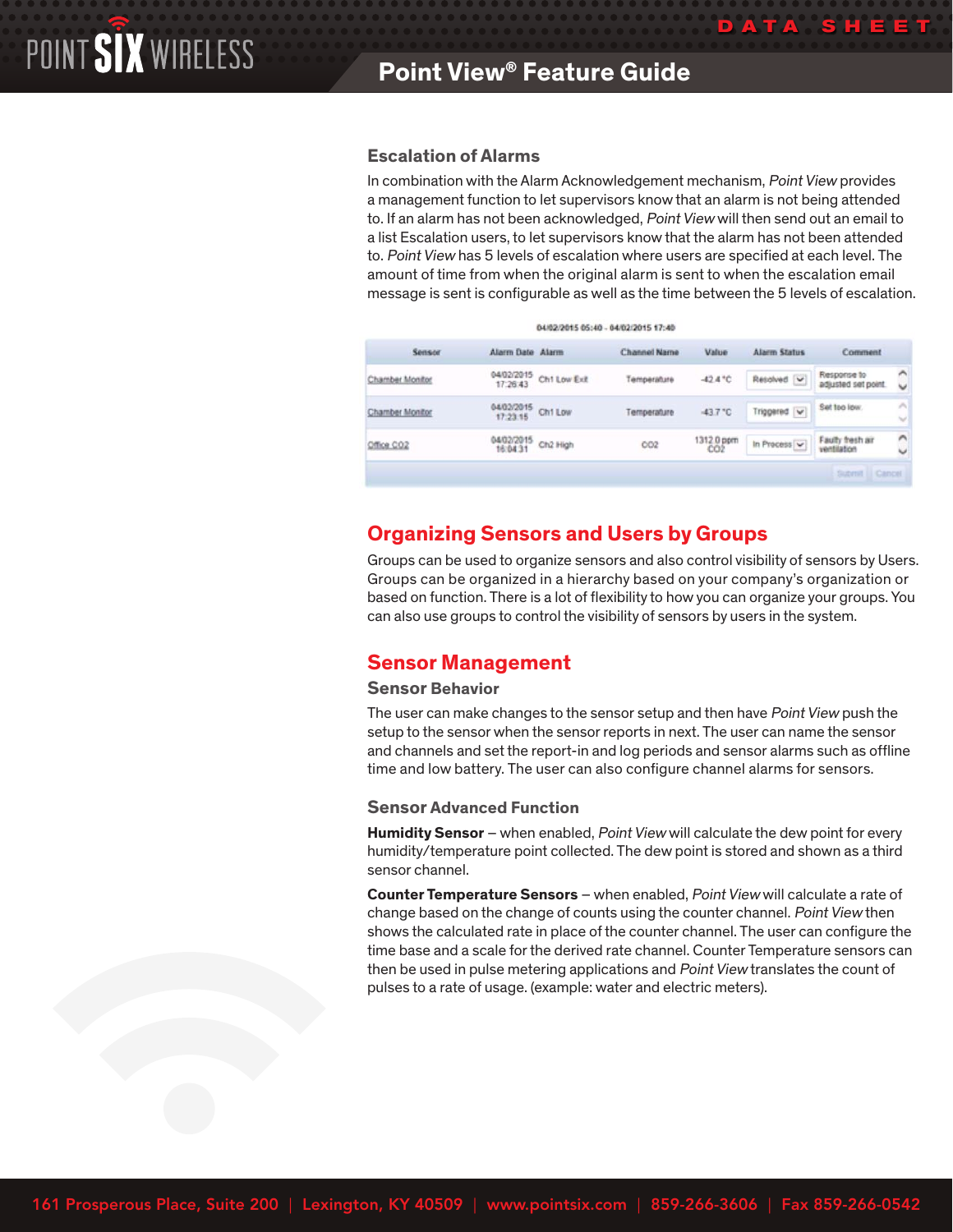### Escalation of Alarms

In combination with the Alarm Acknowledgement mechanism, *Point View* provides a management function to let supervisors know that an alarm is not being attended to. If an alarm has not been acknowledged, *Point View* will then send out an email to a list Escalation users, to let supervisors know that the alarm has not been attended to. *Point View* has 5 levels of escalation where users are specified at each level. The amount of time from when the original alarm is sent to when the escalation email message is sent is configurable as well as the time between the 5 levels of escalation.

04/02/2015 05:40 - 04/02/2015 17:40

| Sensor | Alarm Date | Alarm | Channel Name | Value | Alarm Status | Comment |
|---|---|---|---|---|---|---|
| Chamber Monitor | 04/02/2015 17:26:43 | Ch1 Low Exit | Temperature | -42.4 °C | Resolved | Response to adjusted set point. |
| Chamber Monitor | 04/02/2015 17:23:15 | Ch1 Low | Temperature | -43.7 °C | Triggered | Set too low. |
| Office CO2 | 04/02/2015 16:04:31 | Ch2 High | CO2 | 1312.0 ppm CO2 | In Process | Faulty fresh air ventilation |

## Organizing Sensors and Users by Groups

Groups can be used to organize sensors and also control visibility of sensors by Users. Groups can be organized in a hierarchy based on your company's organization or based on function. There is a lot of flexibility to how you can organize your groups. You can also use groups to control the visibility of sensors by users in the system.

## Sensor Management

### Sensor Behavior

The user can make changes to the sensor setup and then have *Point View* push the setup to the sensor when the sensor reports in next. The user can name the sensor and channels and set the report-in and log periods and sensor alarms such as offline time and low battery. The user can also configure channel alarms for sensors.

### Sensor Advanced Function

**Humidity Sensor** – when enabled, *Point View* will calculate the dew point for every humidity/temperature point collected. The dew point is stored and shown as a third sensor channel.

**Counter Temperature Sensors** – when enabled, *Point View* will calculate a rate of change based on the change of counts using the counter channel. *Point View* then shows the calculated rate in place of the counter channel. The user can configure the time base and a scale for the derived rate channel. Counter Temperature sensors can then be used in pulse metering applications and *Point View* translates the count of pulses to a rate of usage. (example: water and electric meters).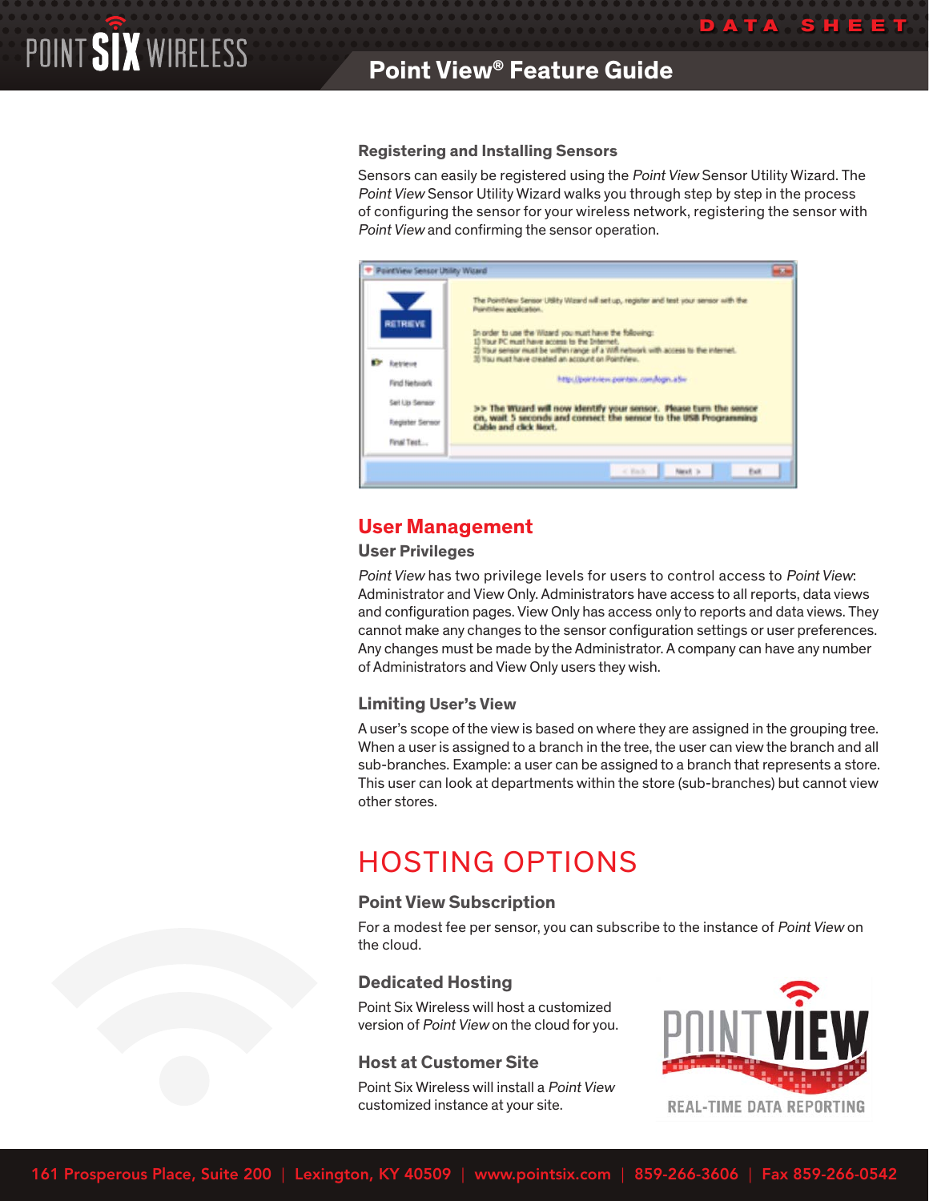### Registering and Installing Sensors

Sensors can easily be registered using the *Point View* Sensor Utility Wizard. The *Point View* Sensor Utility Wizard walks you through step by step in the process of configuring the sensor for your wireless network, registering the sensor with *Point View* and confirming the sensor operation.

## User Management

### User Privileges

*Point View* has two privilege levels for users to control access to *Point View*: Administrator and View Only. Administrators have access to all reports, data views and configuration pages. View Only has access only to reports and data views. They cannot make any changes to the sensor configuration settings or user preferences. Any changes must be made by the Administrator. A company can have any number of Administrators and View Only users they wish.

### Limiting User's View

A user's scope of the view is based on where they are assigned in the grouping tree. When a user is assigned to a branch in the tree, the user can view the branch and all sub-branches. Example: a user can be assigned to a branch that represents a store. This user can look at departments within the store (sub-branches) but cannot view other stores.

## HOSTING OPTIONS

### Point View Subscription

For a modest fee per sensor, you can subscribe to the instance of *Point View* on the cloud.

### Dedicated Hosting

Point Six Wireless will host a customized version of *Point View* on the cloud for you.

### Host at Customer Site

Point Six Wireless will install a *Point View* customized instance at your site.

161 Prosperous Place, Suite 200 | Lexington, KY 40509 | www.pointsix.com | 859-266-3606 | Fax 859-266-0542